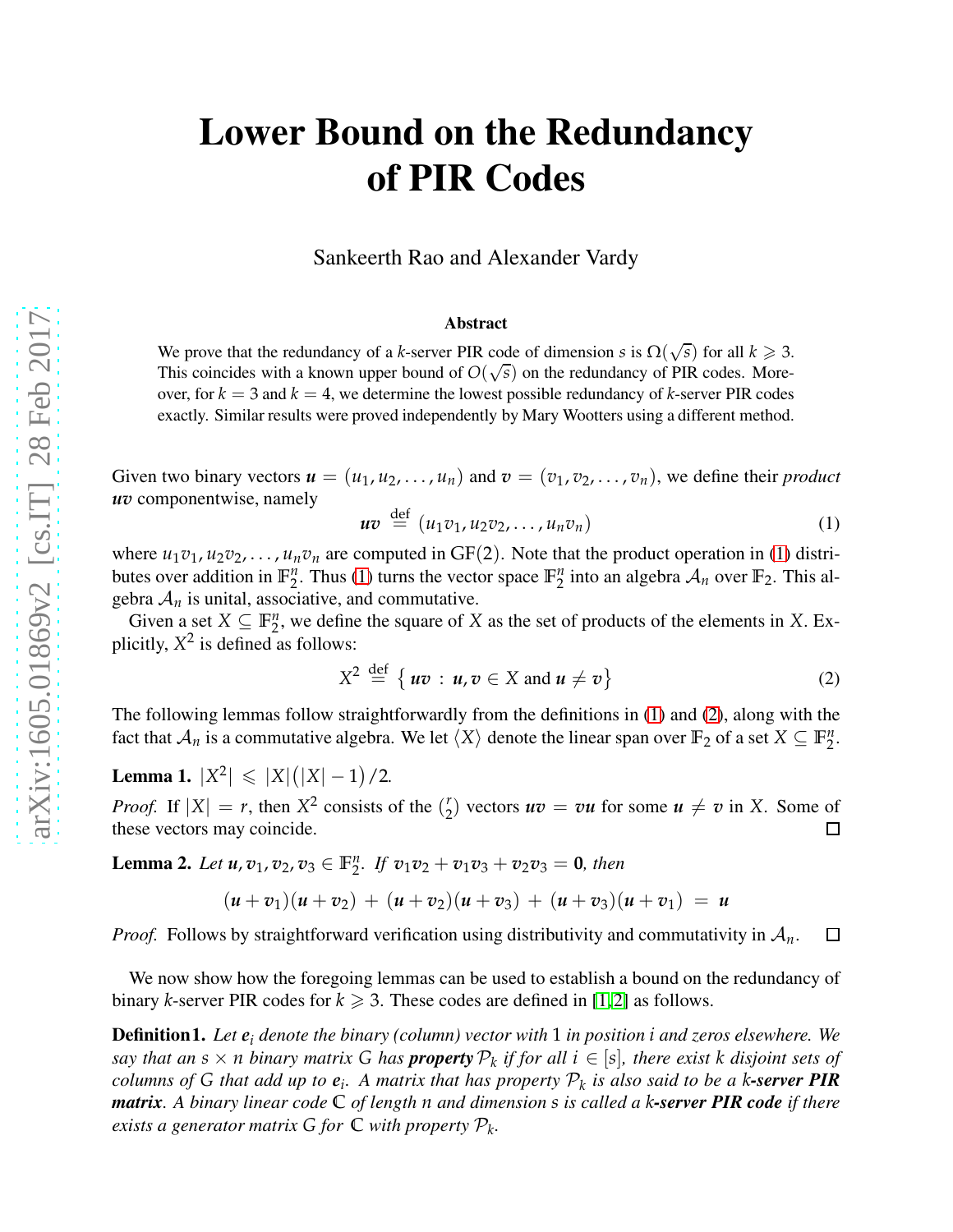# Lower Bound on the Redundancy of PIR Codes

Sankeerth Rao and Alexander Vardy

### Abstract

We prove that the redundancy of a $k$-server PIR code of dimension $s$ is $\Omega(\sqrt{s})$ for all $k \geqslant 3$. This coincides with a known upper bound of $O(\sqrt{s})$ on the redundancy of PIR codes. Moreover, for $k = 3$ and $k = 4$, we determine the lowest possible redundancy of $k$-server PIR codes exactly. Similar results were proved independently by Mary Wootters using a different method.

Given two binary vectors $\boldsymbol{u} = (u_1, u_2, \ldots, u_n)$ and $\boldsymbol{v} = (v_1, v_2, \ldots, v_n)$, we define their *product* $\boldsymbol{uv}$ componentwise, namely

$$\boldsymbol{uv} \stackrel{\text{def}}{=} (u_1v_1, u_2v_2, \ldots, u_nv_n) \tag{1}$$

where $u_1v_1, u_2v_2, \ldots, u_nv_n$ are computed in $\mathrm{GF}(2)$. Note that the product operation in (1) distributes over addition in $\mathbb{F}_2^n$. Thus (1) turns the vector space $\mathbb{F}_2^n$ into an algebra $\mathcal{A}_n$ over $\mathbb{F}_2$. This algebra $\mathcal{A}_n$ is unital, associative, and commutative.

Given a set $X \subseteq \mathbb{F}_2^n$, we define the square of $X$ as the set of products of the elements in $X$. Explicitly, $X^2$ is defined as follows:

$$X^2 \stackrel{\text{def}}{=} \left\{ \boldsymbol{uv} \,:\, \boldsymbol{u}, \boldsymbol{v} \in X \text{ and } \boldsymbol{u} \neq \boldsymbol{v} \right\} \tag{2}$$

The following lemmas follow straightforwardly from the definitions in (1) and (2), along with the fact that $\mathcal{A}_n$ is a commutative algebra. We let $\langle X \rangle$ denote the linear span over $\mathbb{F}_2$ of a set $X \subseteq \mathbb{F}_2^n$.

**Lemma 1.** $|X^2| \leqslant |X|\big(|X|-1\big)/2$.

*Proof.* If $|X| = r$, then $X^2$ consists of the $\binom{r}{2}$ vectors $\boldsymbol{uv} = \boldsymbol{vu}$ for some $\boldsymbol{u} \neq \boldsymbol{v}$ in $X$. Some of these vectors may coincide. □

**Lemma 2.** *Let $\boldsymbol{u}, \boldsymbol{v}_1, \boldsymbol{v}_2, \boldsymbol{v}_3 \in \mathbb{F}_2^n$. If $\boldsymbol{v}_1\boldsymbol{v}_2 + \boldsymbol{v}_1\boldsymbol{v}_3 + \boldsymbol{v}_2\boldsymbol{v}_3 = \boldsymbol{0}$, then*

$$(\boldsymbol{u}+\boldsymbol{v}_1)(\boldsymbol{u}+\boldsymbol{v}_2) \;+\; (\boldsymbol{u}+\boldsymbol{v}_2)(\boldsymbol{u}+\boldsymbol{v}_3) \;+\; (\boldsymbol{u}+\boldsymbol{v}_3)(\boldsymbol{u}+\boldsymbol{v}_1) \;=\; \boldsymbol{u}$$

*Proof.* Follows by straightforward verification using distributivity and commutativity in $\mathcal{A}_n$. □

We now show how the foregoing lemmas can be used to establish a bound on the redundancy of binary $k$-server PIR codes for $k \geqslant 3$. These codes are defined in [1,2] as follows.

**Definition 1.** *Let $\boldsymbol{e}_i$ denote the binary (column) vector with 1 in position $i$ and zeros elsewhere. We say that an $s \times n$ binary matrix $G$ has **property** $\mathcal{P}_k$ if for all $i \in [s]$, there exist $k$ disjoint sets of columns of $G$ that add up to $\boldsymbol{e}_i$. A matrix that has property $\mathcal{P}_k$ is also said to be a **$k$-server PIR matrix**. A binary linear code $\mathbb{C}$ of length $n$ and dimension $s$ is called a **$k$-server PIR code** if there exists a generator matrix $G$ for $\mathbb{C}$ with property $\mathcal{P}_k$.*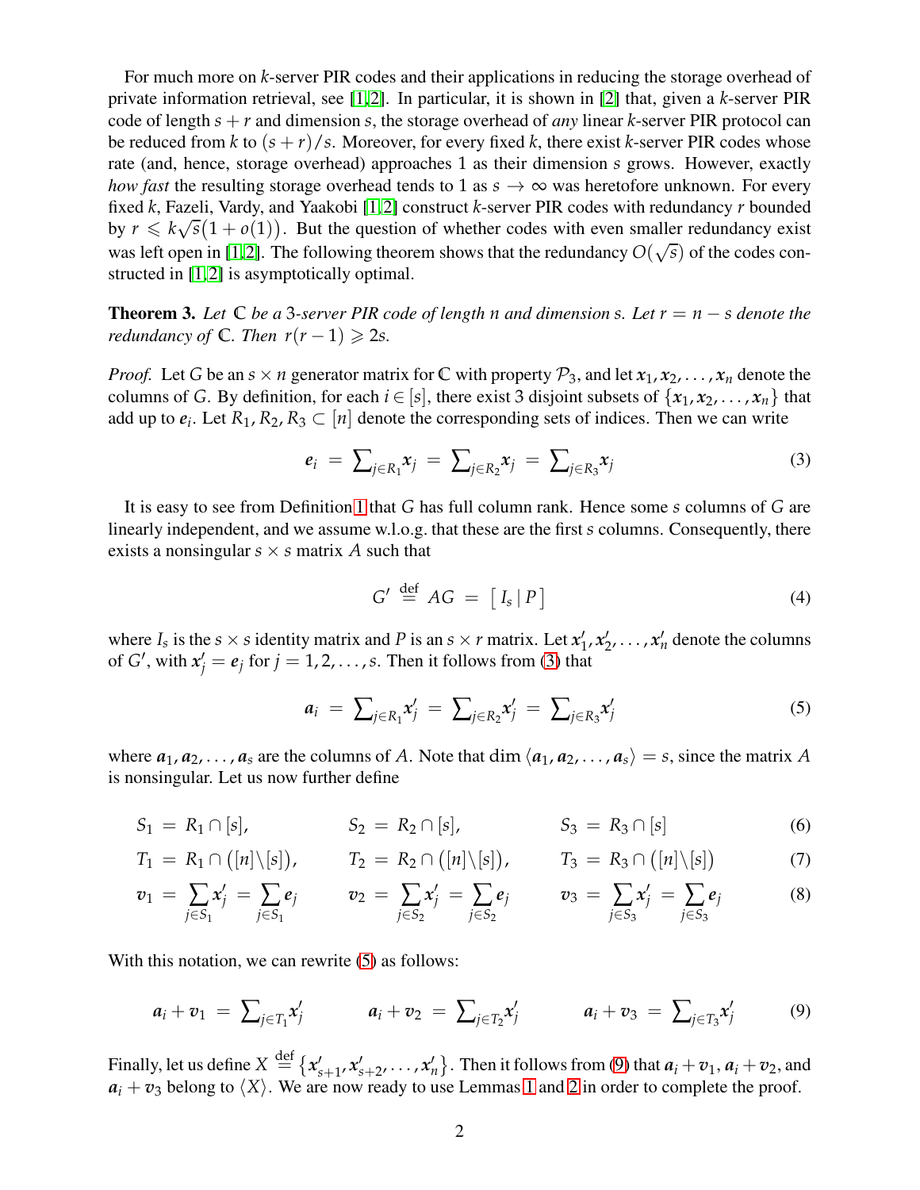For much more on $k$-server PIR codes and their applications in reducing the storage overhead of private information retrieval, see [1,2]. In particular, it is shown in [2] that, given a $k$-server PIR code of length $s + r$ and dimension $s$, the storage overhead of *any* linear $k$-server PIR protocol can be reduced from $k$ to $(s + r)/s$. Moreover, for every fixed $k$, there exist $k$-server PIR codes whose rate (and, hence, storage overhead) approaches 1 as their dimension $s$ grows. However, exactly *how fast* the resulting storage overhead tends to 1 as $s \to \infty$ was heretofore unknown. For every fixed $k$, Fazeli, Vardy, and Yaakobi [1,2] construct $k$-server PIR codes with redundancy $r$ bounded by $r \leqslant k\sqrt{s}\big(1 + o(1)\big)$. But the question of whether codes with even smaller redundancy exist was left open in [1,2]. The following theorem shows that the redundancy $O(\sqrt{s})$ of the codes constructed in [1,2] is asymptotically optimal.

**Theorem 3.** *Let $\mathbb{C}$ be a 3-server PIR code of length $n$ and dimension $s$. Let $r = n - s$ denote the redundancy of $\mathbb{C}$. Then $r(r-1) \geqslant 2s$.*

*Proof.* Let $G$ be an $s \times n$ generator matrix for $\mathbb{C}$ with property $\mathcal{P}_3$, and let $\boldsymbol{x}_1, \boldsymbol{x}_2, \ldots, \boldsymbol{x}_n$ denote the columns of $G$. By definition, for each $i \in [s]$, there exist 3 disjoint subsets of $\{\boldsymbol{x}_1, \boldsymbol{x}_2, \ldots, \boldsymbol{x}_n\}$ that add up to $\boldsymbol{e}_i$. Let $R_1, R_2, R_3 \subset [n]$ denote the corresponding sets of indices. Then we can write

$$\boldsymbol{e}_i \;=\; \textstyle\sum_{j \in R_1} \boldsymbol{x}_j \;=\; \sum_{j \in R_2} \boldsymbol{x}_j \;=\; \sum_{j \in R_3} \boldsymbol{x}_j \tag{3}$$

It is easy to see from Definition 1 that $G$ has full column rank. Hence some $s$ columns of $G$ are linearly independent, and we assume w.l.o.g. that these are the first $s$ columns. Consequently, there exists a nonsingular $s \times s$ matrix $A$ such that

$$G' \;\stackrel{\text{def}}{=}\; AG \;=\; \big[\, I_s \,|\, P \,\big] \tag{4}$$

where $I_s$ is the $s \times s$ identity matrix and $P$ is an $s \times r$ matrix. Let $\boldsymbol{x}'_1, \boldsymbol{x}'_2, \ldots, \boldsymbol{x}'_n$ denote the columns of $G'$, with $\boldsymbol{x}'_j = \boldsymbol{e}_j$ for $j = 1, 2, \ldots, s$. Then it follows from (3) that

$$\boldsymbol{a}_i \;=\; \textstyle\sum_{j \in R_1} \boldsymbol{x}'_j \;=\; \sum_{j \in R_2} \boldsymbol{x}'_j \;=\; \sum_{j \in R_3} \boldsymbol{x}'_j \tag{5}$$

where $\boldsymbol{a}_1, \boldsymbol{a}_2, \ldots, \boldsymbol{a}_s$ are the columns of $A$. Note that $\dim \langle \boldsymbol{a}_1, \boldsymbol{a}_2, \ldots, \boldsymbol{a}_s \rangle = s$, since the matrix $A$ is nonsingular. Let us now further define

$$S_1 \;=\; R_1 \cap [s], \qquad S_2 \;=\; R_2 \cap [s], \qquad S_3 \;=\; R_3 \cap [s] \tag{6}$$

$$T_1 \;=\; R_1 \cap \big([n] \backslash [s]\big), \qquad T_2 \;=\; R_2 \cap \big([n] \backslash [s]\big), \qquad T_3 \;=\; R_3 \cap \big([n] \backslash [s]\big) \tag{7}$$

$$\boldsymbol{v}_1 \;=\; \sum_{j \in S_1} \boldsymbol{x}'_j \;=\; \sum_{j \in S_1} \boldsymbol{e}_j \qquad \boldsymbol{v}_2 \;=\; \sum_{j \in S_2} \boldsymbol{x}'_j \;=\; \sum_{j \in S_2} \boldsymbol{e}_j \qquad \boldsymbol{v}_3 \;=\; \sum_{j \in S_3} \boldsymbol{x}'_j \;=\; \sum_{j \in S_3} \boldsymbol{e}_j \tag{8}$$

With this notation, we can rewrite (5) as follows:

$$\boldsymbol{a}_i + \boldsymbol{v}_1 \;=\; \textstyle\sum_{j \in T_1} \boldsymbol{x}'_j \qquad \boldsymbol{a}_i + \boldsymbol{v}_2 \;=\; \sum_{j \in T_2} \boldsymbol{x}'_j \qquad \boldsymbol{a}_i + \boldsymbol{v}_3 \;=\; \sum_{j \in T_3} \boldsymbol{x}'_j \tag{9}$$

Finally, let us define $X \stackrel{\text{def}}{=} \{\boldsymbol{x}'_{s+1}, \boldsymbol{x}'_{s+2}, \ldots, \boldsymbol{x}'_n\}$. Then it follows from (9) that $\boldsymbol{a}_i + \boldsymbol{v}_1$, $\boldsymbol{a}_i + \boldsymbol{v}_2$, and $\boldsymbol{a}_i + \boldsymbol{v}_3$ belong to $\langle X \rangle$. We are now ready to use Lemmas 1 and 2 in order to complete the proof.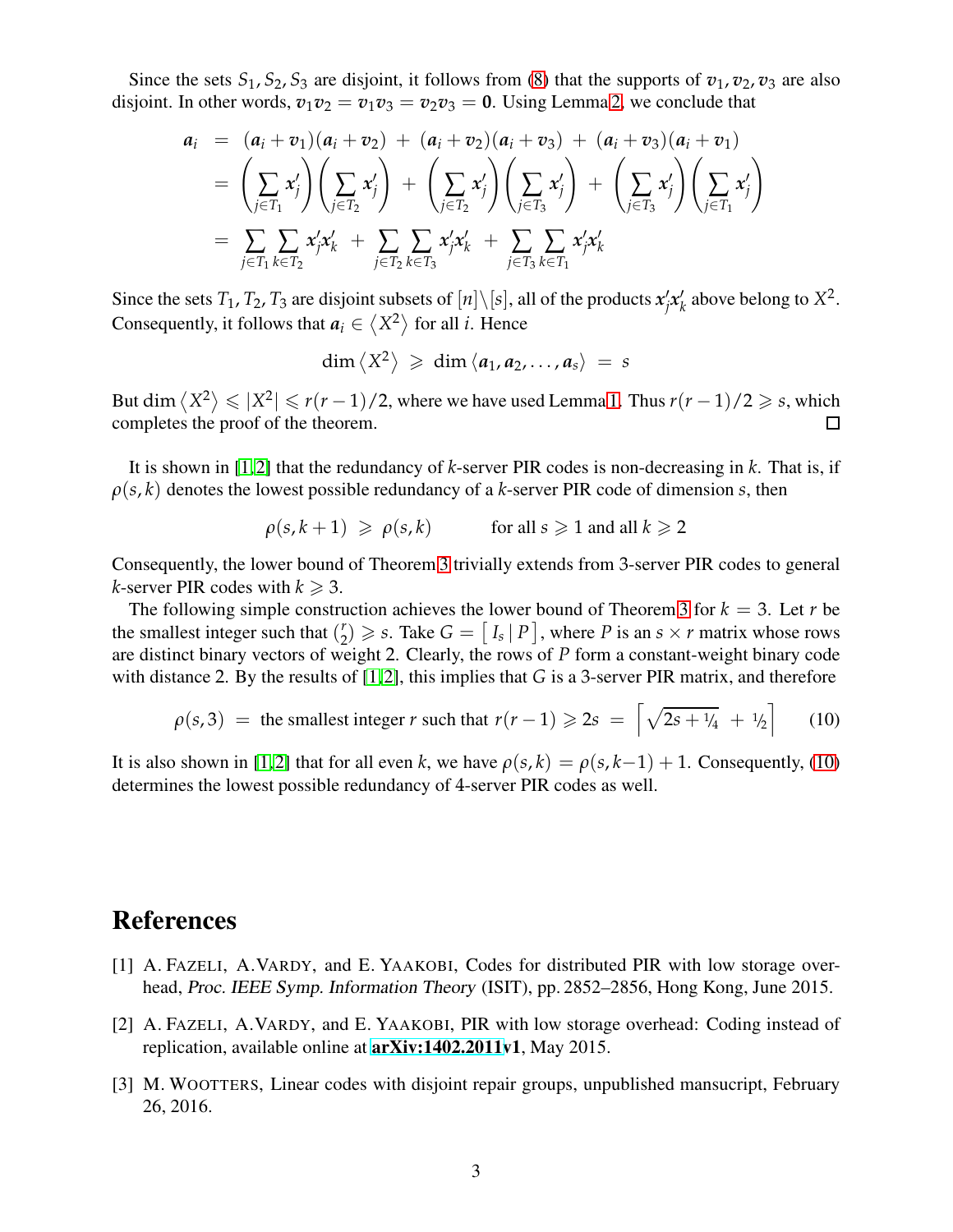Since the sets $S_1, S_2, S_3$ are disjoint, it follows from (8) that the supports of $v_1, v_2, v_3$ are also disjoint. In other words, $v_1 v_2 = v_1 v_3 = v_2 v_3 = \mathbf{0}$. Using Lemma 2, we conclude that

$$
\begin{aligned}
a_i &= (a_i + v_1)(a_i + v_2) \;+\; (a_i + v_2)(a_i + v_3) \;+\; (a_i + v_3)(a_i + v_1) \\
&= \left(\sum_{j \in T_1} x'_j\right)\left(\sum_{j \in T_2} x'_j\right) \;+\; \left(\sum_{j \in T_2} x'_j\right)\left(\sum_{j \in T_3} x'_j\right) \;+\; \left(\sum_{j \in T_3} x'_j\right)\left(\sum_{j \in T_1} x'_j\right) \\
&= \sum_{j \in T_1}\sum_{k \in T_2} x'_j x'_k \;+\; \sum_{j \in T_2}\sum_{k \in T_3} x'_j x'_k \;+\; \sum_{j \in T_3}\sum_{k \in T_1} x'_j x'_k
\end{aligned}
$$

Since the sets $T_1, T_2, T_3$ are disjoint subsets of $[n] \backslash [s]$, all of the products $x'_j x'_k$ above belong to $X^2$. Consequently, it follows that $a_i \in \langle X^2 \rangle$ for all $i$. Hence

$$
\dim \langle X^2 \rangle \;\geqslant\; \dim \langle a_1, a_2, \ldots, a_s \rangle \;=\; s
$$

But $\dim \langle X^2 \rangle \leqslant |X^2| \leqslant r(r-1)/2$, where we have used Lemma 1. Thus $r(r-1)/2 \geqslant s$, which completes the proof of the theorem. □

It is shown in [1,2] that the redundancy of $k$-server PIR codes is non-decreasing in $k$. That is, if $\rho(s,k)$ denotes the lowest possible redundancy of a $k$-server PIR code of dimension $s$, then

$$
\rho(s, k+1) \;\geqslant\; \rho(s,k) \qquad \text{for all } s \geqslant 1 \text{ and all } k \geqslant 2
$$

Consequently, the lower bound of Theorem 3 trivially extends from 3-server PIR codes to general $k$-server PIR codes with $k \geqslant 3$.

The following simple construction achieves the lower bound of Theorem 3 for $k = 3$. Let $r$ be the smallest integer such that $\binom{r}{2} \geqslant s$. Take $G = \left[\, I_s \,|\, P \,\right]$, where $P$ is an $s \times r$ matrix whose rows are distinct binary vectors of weight 2. Clearly, the rows of $P$ form a constant-weight binary code with distance 2. By the results of [1,2], this implies that $G$ is a 3-server PIR matrix, and therefore

$$
\rho(s,3) \;=\; \text{the smallest integer } r \text{ such that } r(r-1) \geqslant 2s \;=\; \left\lceil \sqrt{2s + 1/4} \;+\; 1/2 \right\rceil \tag{10}
$$

It is also shown in [1,2] that for all even $k$, we have $\rho(s,k) = \rho(s,k-1) + 1$. Consequently, (10) determines the lowest possible redundancy of 4-server PIR codes as well.

# References

[1] A. Fazeli, A. Vardy, and E. Yaakobi, Codes for distributed PIR with low storage overhead, *Proc. IEEE Symp. Information Theory* (ISIT), pp. 2852–2856, Hong Kong, June 2015.

[2] A. Fazeli, A. Vardy, and E. Yaakobi, PIR with low storage overhead: Coding instead of replication, available online at **arXiv:1402.2011v1**, May 2015.

[3] M. Wootters, Linear codes with disjoint repair groups, unpublished mansucript, February 26, 2016.